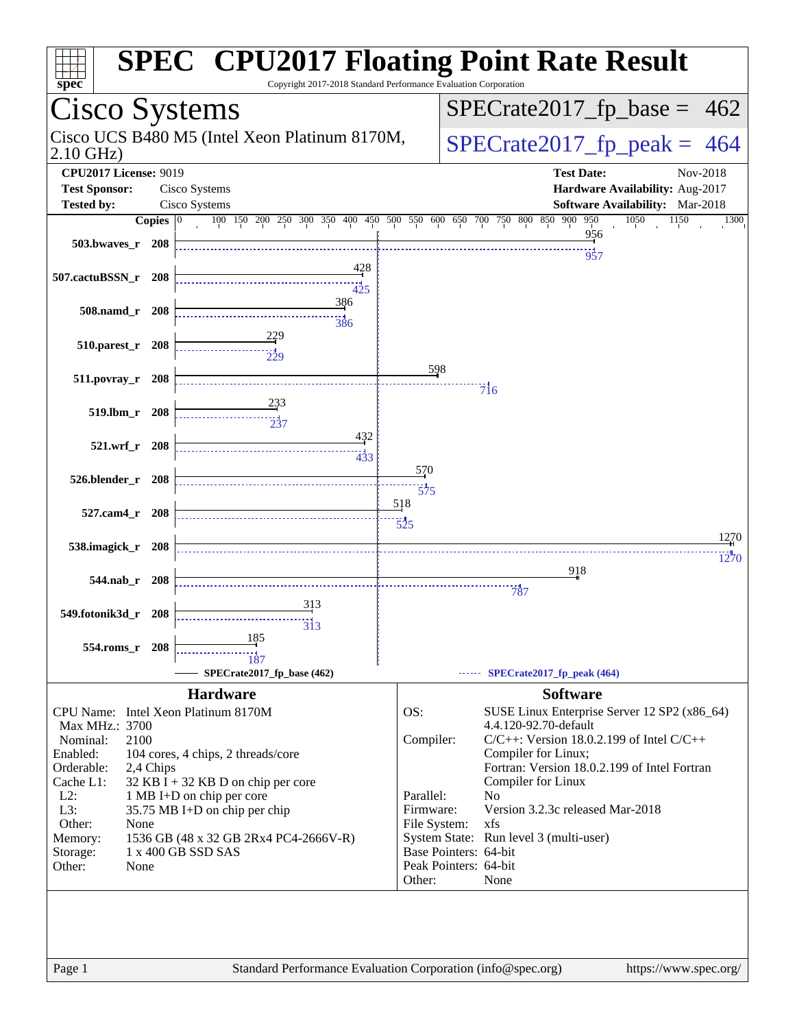# SPEC CPU2017 Floating Point Rate Result

Copyright 2017-2018 Standard Performance Evaluation Corporation

## Cisco Systems

Cisco UCS B480 M5 (Intel Xeon Platinum 8170M, 2.10 GHz)

SPECrate2017_fp_base = 462

SPECrate2017_fp_peak = 464

**CPU2017 License:** 9019
**Test Sponsor:** Cisco Systems
**Tested by:** Cisco Systems

**Test Date:** Nov-2018
**Hardware Availability:** Aug-2017
**Software Availability:** Mar-2018

| Benchmark | Copies | Base | Peak |
|---|---|---|---|
| 503.bwaves_r | 208 | 956 | 957 |
| 507.cactuBSSN_r | 208 | 428 | 425 |
| 508.namd_r | 208 | 386 | 386 |
| 510.parest_r | 208 | 229 | 229 |
| 511.povray_r | 208 | 598 | 716 |
| 519.lbm_r | 208 | 233 | 237 |
| 521.wrf_r | 208 | 432 | 433 |
| 526.blender_r | 208 | 570 | 575 |
| 527.cam4_r | 208 | 518 | 525 |
| 538.imagick_r | 208 | 1270 | 1270 |
| 544.nab_r | 208 | 918 | 787 |
| 549.fotonik3d_r | 208 | 313 | 313 |
| 554.roms_r | 208 | 185 | 187 |

SPECrate2017_fp_base (462) — SPECrate2017_fp_peak (464)

### Hardware

| | |
|---|---|
| CPU Name: | Intel Xeon Platinum 8170M |
| Max MHz.: | 3700 |
| Nominal: | 2100 |
| Enabled: | 104 cores, 4 chips, 2 threads/core |
| Orderable: | 2,4 Chips |
| Cache L1: | 32 KB I + 32 KB D on chip per core |
| L2: | 1 MB I+D on chip per core |
| L3: | 35.75 MB I+D on chip per chip |
| Other: | None |
| Memory: | 1536 GB (48 x 32 GB 2Rx4 PC4-2666V-R) |
| Storage: | 1 x 400 GB SSD SAS |
| Other: | None |

### Software

| | |
|---|---|
| OS: | SUSE Linux Enterprise Server 12 SP2 (x86_64) 4.4.120-92.70-default |
| Compiler: | C/C++: Version 18.0.2.199 of Intel C/C++ Compiler for Linux; Fortran: Version 18.0.2.199 of Intel Fortran Compiler for Linux |
| Parallel: | No |
| Firmware: | Version 3.2.3c released Mar-2018 |
| File System: | xfs |
| System State: | Run level 3 (multi-user) |
| Base Pointers: | 64-bit |
| Peak Pointers: | 64-bit |
| Other: | None |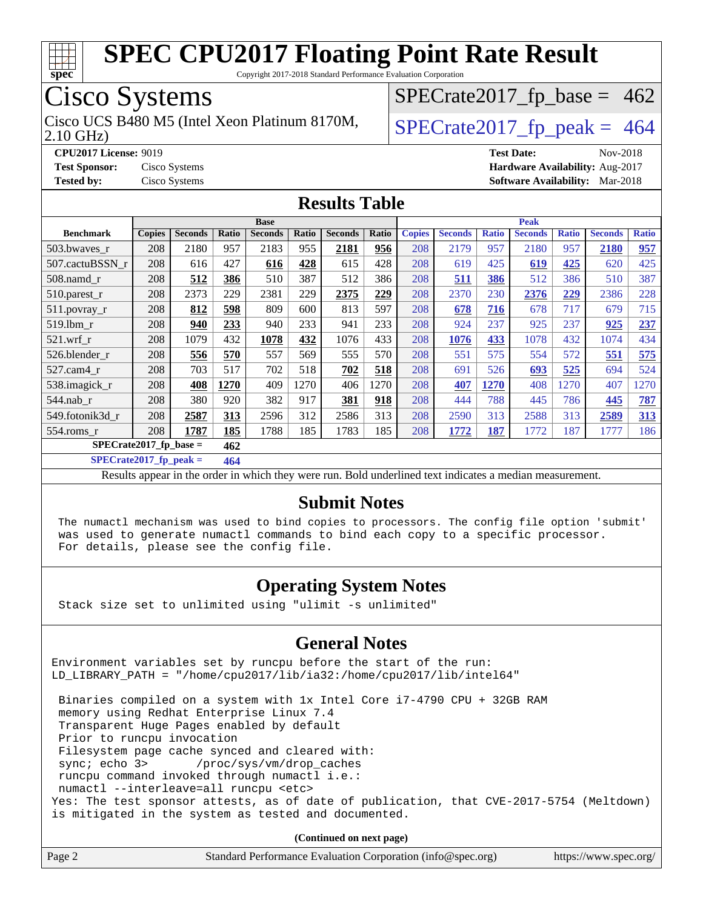# SPEC CPU2017 Floating Point Rate Result

Copyright 2017-2018 Standard Performance Evaluation Corporation

## Cisco Systems

Cisco UCS B480 M5 (Intel Xeon Platinum 8170M, 2.10 GHz)

SPECrate2017_fp_base = 462

SPECrate2017_fp_peak = 464

**CPU2017 License:** 9019
**Test Sponsor:** Cisco Systems
**Tested by:** Cisco Systems

**Test Date:** Nov-2018
**Hardware Availability:** Aug-2017
**Software Availability:** Mar-2018

## Results Table

| Benchmark | Base | | | | | | | Peak | | | | | | |
|---|---|---|---|---|---|---|---|---|---|---|---|---|---|---|
| | Copies | Seconds | Ratio | Seconds | Ratio | Seconds | Ratio | Copies | Seconds | Ratio | Seconds | Ratio | Seconds | Ratio |
| 503.bwaves_r | 208 | 2180 | 957 | 2183 | 955 | **2181** | **956** | 208 | 2179 | 957 | 2180 | 957 | **2180** | **957** |
| 507.cactuBSSN_r | 208 | 616 | 427 | **616** | **428** | 615 | 428 | 208 | 619 | 425 | **619** | **425** | 620 | 425 |
| 508.namd_r | 208 | **512** | **386** | 510 | 387 | 512 | 386 | 208 | **511** | **386** | 512 | 386 | 510 | 387 |
| 510.parest_r | 208 | 2373 | 229 | 2381 | 229 | **2375** | **229** | 208 | 2370 | 230 | **2376** | **229** | 2386 | 228 |
| 511.povray_r | 208 | **812** | **598** | 809 | 600 | 813 | 597 | 208 | **678** | **716** | 678 | 717 | 679 | 715 |
| 519.lbm_r | 208 | **940** | **233** | 940 | 233 | 941 | 233 | 208 | 924 | 237 | 925 | 237 | **925** | **237** |
| 521.wrf_r | 208 | 1079 | 432 | **1078** | **432** | 1076 | 433 | 208 | **1076** | **433** | 1078 | 432 | 1074 | 434 |
| 526.blender_r | 208 | **556** | **570** | 557 | 569 | 555 | 570 | 208 | 551 | 575 | 554 | 572 | **551** | **575** |
| 527.cam4_r | 208 | 703 | 517 | 702 | 518 | **702** | **518** | 208 | 691 | 526 | **693** | **525** | 694 | 524 |
| 538.imagick_r | 208 | **408** | **1270** | 409 | 1270 | 406 | 1270 | 208 | **407** | **1270** | 408 | 1270 | 407 | 1270 |
| 544.nab_r | 208 | 380 | 920 | 382 | 917 | **381** | **918** | 208 | 444 | 788 | 445 | 786 | **445** | **787** |
| 549.fotonik3d_r | 208 | **2587** | **313** | 2596 | 312 | 2586 | 313 | 208 | 2590 | 313 | 2588 | 313 | **2589** | **313** |
| 554.roms_r | 208 | **1787** | **185** | 1788 | 185 | 1783 | 185 | 208 | **1772** | **187** | 1772 | 187 | 1777 | 186 |

**SPECrate2017_fp_base = 462**

**SPECrate2017_fp_peak = 464**

Results appear in the order in which they were run. Bold underlined text indicates a median measurement.

## Submit Notes

```
The numactl mechanism was used to bind copies to processors. The config file option 'submit'
was used to generate numactl commands to bind each copy to a specific processor.
For details, please see the config file.
```

## Operating System Notes

```
Stack size set to unlimited using "ulimit -s unlimited"
```

## General Notes

```
Environment variables set by runcpu before the start of the run:
LD_LIBRARY_PATH = "/home/cpu2017/lib/ia32:/home/cpu2017/lib/intel64"

 Binaries compiled on a system with 1x Intel Core i7-4790 CPU + 32GB RAM
 memory using Redhat Enterprise Linux 7.4
 Transparent Huge Pages enabled by default
 Prior to runcpu invocation
 Filesystem page cache synced and cleared with:
 sync; echo 3>       /proc/sys/vm/drop_caches
 runcpu command invoked through numactl i.e.:
 numactl --interleave=all runcpu <etc>
Yes: The test sponsor attests, as of date of publication, that CVE-2017-5754 (Meltdown)
is mitigated in the system as tested and documented.
```

**(Continued on next page)**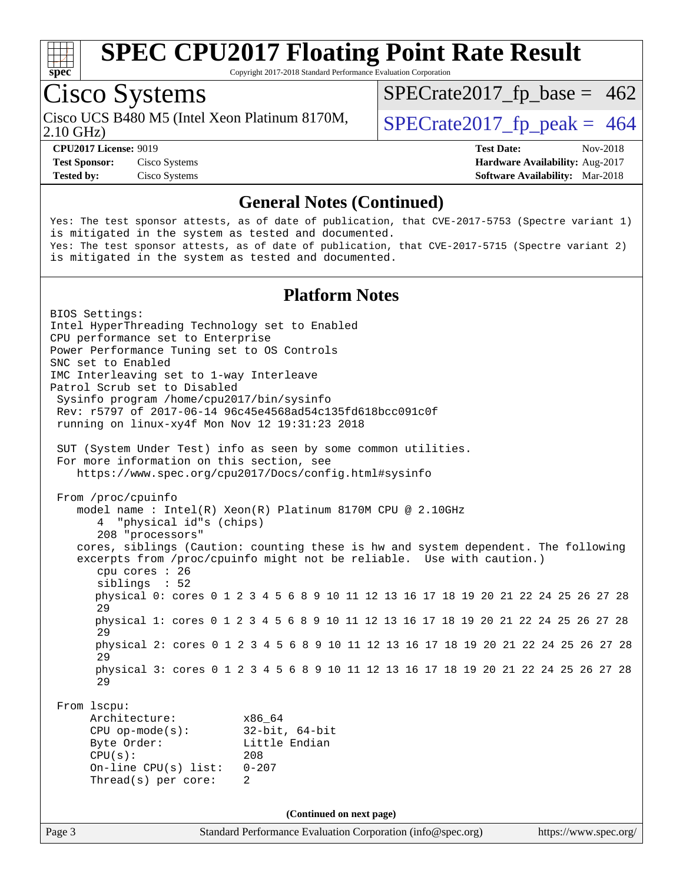# SPEC CPU2017 Floating Point Rate Result

Copyright 2017-2018 Standard Performance Evaluation Corporation

## Cisco Systems

Cisco UCS B480 M5 (Intel Xeon Platinum 8170M, 2.10 GHz)

SPECrate2017_fp_base = 462

SPECrate2017_fp_peak = 464

**CPU2017 License:** 9019
**Test Sponsor:** Cisco Systems
**Tested by:** Cisco Systems

**Test Date:** Nov-2018
**Hardware Availability:** Aug-2017
**Software Availability:** Mar-2018

### General Notes (Continued)

```
Yes: The test sponsor attests, as of date of publication, that CVE-2017-5753 (Spectre variant 1)
is mitigated in the system as tested and documented.
Yes: The test sponsor attests, as of date of publication, that CVE-2017-5715 (Spectre variant 2)
is mitigated in the system as tested and documented.
```

### Platform Notes

```
BIOS Settings:
Intel HyperThreading Technology set to Enabled
CPU performance set to Enterprise
Power Performance Tuning set to OS Controls
SNC set to Enabled
IMC Interleaving set to 1-way Interleave
Patrol Scrub set to Disabled
 Sysinfo program /home/cpu2017/bin/sysinfo
 Rev: r5797 of 2017-06-14 96c45e4568ad54c135fd618bcc091c0f
 running on linux-xy4f Mon Nov 12 19:31:23 2018

 SUT (System Under Test) info as seen by some common utilities.
 For more information on this section, see
    https://www.spec.org/cpu2017/Docs/config.html#sysinfo

 From /proc/cpuinfo
    model name : Intel(R) Xeon(R) Platinum 8170M CPU @ 2.10GHz
       4  "physical id"s (chips)
       208 "processors"
    cores, siblings (Caution: counting these is hw and system dependent. The following
    excerpts from /proc/cpuinfo might not be reliable.  Use with caution.)
       cpu cores : 26
       siblings  : 52
       physical 0: cores 0 1 2 3 4 5 6 8 9 10 11 12 13 16 17 18 19 20 21 22 24 25 26 27 28
       29
       physical 1: cores 0 1 2 3 4 5 6 8 9 10 11 12 13 16 17 18 19 20 21 22 24 25 26 27 28
       29
       physical 2: cores 0 1 2 3 4 5 6 8 9 10 11 12 13 16 17 18 19 20 21 22 24 25 26 27 28
       29
       physical 3: cores 0 1 2 3 4 5 6 8 9 10 11 12 13 16 17 18 19 20 21 22 24 25 26 27 28
       29

 From lscpu:
      Architecture:          x86_64
      CPU op-mode(s):        32-bit, 64-bit
      Byte Order:            Little Endian
      CPU(s):                208
      On-line CPU(s) list:   0-207
      Thread(s) per core:    2
```

**(Continued on next page)**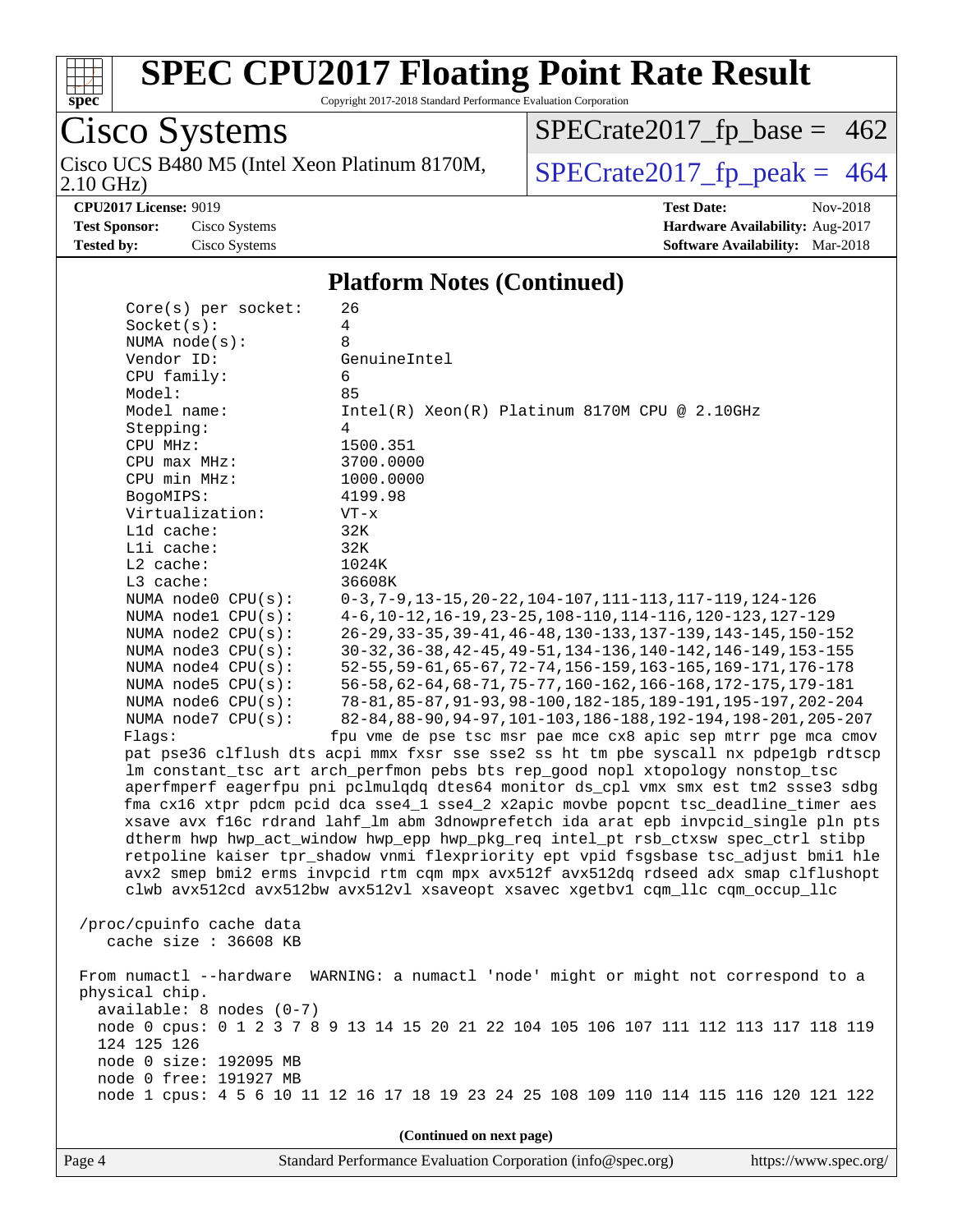# SPEC CPU2017 Floating Point Rate Result

Copyright 2017-2018 Standard Performance Evaluation Corporation

**Cisco Systems**

Cisco UCS B480 M5 (Intel Xeon Platinum 8170M, 2.10 GHz)

SPECrate2017_fp_base = 462

SPECrate2017_fp_peak = 464

**CPU2017 License:** 9019
**Test Sponsor:** Cisco Systems
**Tested by:** Cisco Systems

**Test Date:** Nov-2018
**Hardware Availability:** Aug-2017
**Software Availability:** Mar-2018

## Platform Notes (Continued)

```
    Core(s) per socket:    26
    Socket(s):             4
    NUMA node(s):          8
    Vendor ID:             GenuineIntel
    CPU family:            6
    Model:                 85
    Model name:            Intel(R) Xeon(R) Platinum 8170M CPU @ 2.10GHz
    Stepping:              4
    CPU MHz:               1500.351
    CPU max MHz:           3700.0000
    CPU min MHz:           1000.0000
    BogoMIPS:              4199.98
    Virtualization:        VT-x
    L1d cache:             32K
    L1i cache:             32K
    L2 cache:              1024K
    L3 cache:              36608K
    NUMA node0 CPU(s):     0-3,7-9,13-15,20-22,104-107,111-113,117-119,124-126
    NUMA node1 CPU(s):     4-6,10-12,16-19,23-25,108-110,114-116,120-123,127-129
    NUMA node2 CPU(s):     26-29,33-35,39-41,46-48,130-133,137-139,143-145,150-152
    NUMA node3 CPU(s):     30-32,36-38,42-45,49-51,134-136,140-142,146-149,153-155
    NUMA node4 CPU(s):     52-55,59-61,65-67,72-74,156-159,163-165,169-171,176-178
    NUMA node5 CPU(s):     56-58,62-64,68-71,75-77,160-162,166-168,172-175,179-181
    NUMA node6 CPU(s):     78-81,85-87,91-93,98-100,182-185,189-191,195-197,202-204
    NUMA node7 CPU(s):     82-84,88-90,94-97,101-103,186-188,192-194,198-201,205-207
    Flags:                 fpu vme de pse tsc msr pae mce cx8 apic sep mtrr pge mca cmov
    pat pse36 clflush dts acpi mmx fxsr sse sse2 ss ht tm pbe syscall nx pdpe1gb rdtscp
    lm constant_tsc art arch_perfmon pebs bts rep_good nopl xtopology nonstop_tsc
    aperfmperf eagerfpu pni pclmulqdq dtes64 monitor ds_cpl vmx smx est tm2 ssse3 sdbg
    fma cx16 xtpr pdcm pcid dca sse4_1 sse4_2 x2apic movbe popcnt tsc_deadline_timer aes
    xsave avx f16c rdrand lahf_lm abm 3dnowprefetch ida arat epb invpcid_single pln pts
    dtherm hwp hwp_act_window hwp_epp hwp_pkg_req intel_pt rsb_ctxsw spec_ctrl stibp
    retpoline kaiser tpr_shadow vnmi flexpriority ept vpid fsgsbase tsc_adjust bmi1 hle
    avx2 smep bmi2 erms invpcid rtm cqm mpx avx512f avx512dq rdseed adx smap clflushopt
    clwb avx512cd avx512bw avx512vl xsaveopt xsavec xgetbv1 cqm_llc cqm_occup_llc

 /proc/cpuinfo cache data
    cache size : 36608 KB

 From numactl --hardware  WARNING: a numactl 'node' might or might not correspond to a
 physical chip.
   available: 8 nodes (0-7)
   node 0 cpus: 0 1 2 3 7 8 9 13 14 15 20 21 22 104 105 106 107 111 112 113 117 118 119
   124 125 126
   node 0 size: 192095 MB
   node 0 free: 191927 MB
   node 1 cpus: 4 5 6 10 11 12 16 17 18 19 23 24 25 108 109 110 114 115 116 120 121 122
```

(Continued on next page)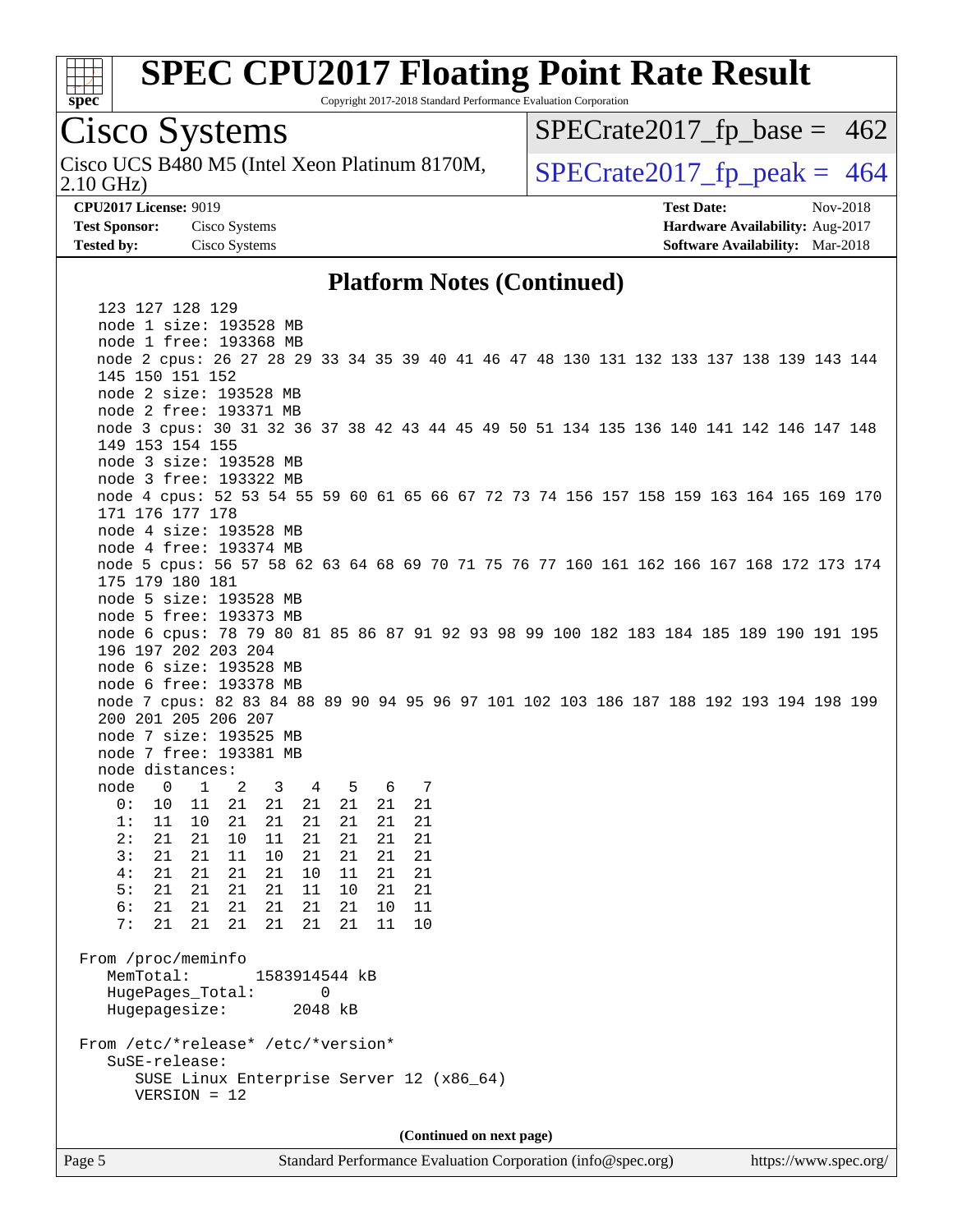## Platform Notes (Continued)

```
    123 127 128 129
    node 1 size: 193528 MB
    node 1 free: 193368 MB
    node 2 cpus: 26 27 28 29 33 34 35 39 40 41 46 47 48 130 131 132 133 137 138 139 143 144
    145 150 151 152
    node 2 size: 193528 MB
    node 2 free: 193371 MB
    node 3 cpus: 30 31 32 36 37 38 42 43 44 45 49 50 51 134 135 136 140 141 142 146 147 148
    149 153 154 155
    node 3 size: 193528 MB
    node 3 free: 193322 MB
    node 4 cpus: 52 53 54 55 59 60 61 65 66 67 72 73 74 156 157 158 159 163 164 165 169 170
    171 176 177 178
    node 4 size: 193528 MB
    node 4 free: 193374 MB
    node 5 cpus: 56 57 58 62 63 64 68 69 70 71 75 76 77 160 161 162 166 167 168 172 173 174
    175 179 180 181
    node 5 size: 193528 MB
    node 5 free: 193373 MB
    node 6 cpus: 78 79 80 81 85 86 87 91 92 93 98 99 100 182 183 184 185 189 190 191 195
    196 197 202 203 204
    node 6 size: 193528 MB
    node 6 free: 193378 MB
    node 7 cpus: 82 83 84 88 89 90 94 95 96 97 101 102 103 186 187 188 192 193 194 198 199
    200 201 205 206 207
    node 7 size: 193525 MB
    node 7 free: 193381 MB
    node distances:
    node   0   1   2   3   4   5   6   7
      0:  10  11  21  21  21  21  21  21
      1:  11  10  21  21  21  21  21  21
      2:  21  21  10  11  21  21  21  21
      3:  21  21  11  10  21  21  21  21
      4:  21  21  21  21  10  11  21  21
      5:  21  21  21  21  11  10  21  21
      6:  21  21  21  21  21  21  10  11
      7:  21  21  21  21  21  21  11  10

 From /proc/meminfo
    MemTotal:       1583914544 kB
    HugePages_Total:       0
    Hugepagesize:       2048 kB

 From /etc/*release* /etc/*version*
    SuSE-release:
       SUSE Linux Enterprise Server 12 (x86_64)
       VERSION = 12
```

(Continued on next page)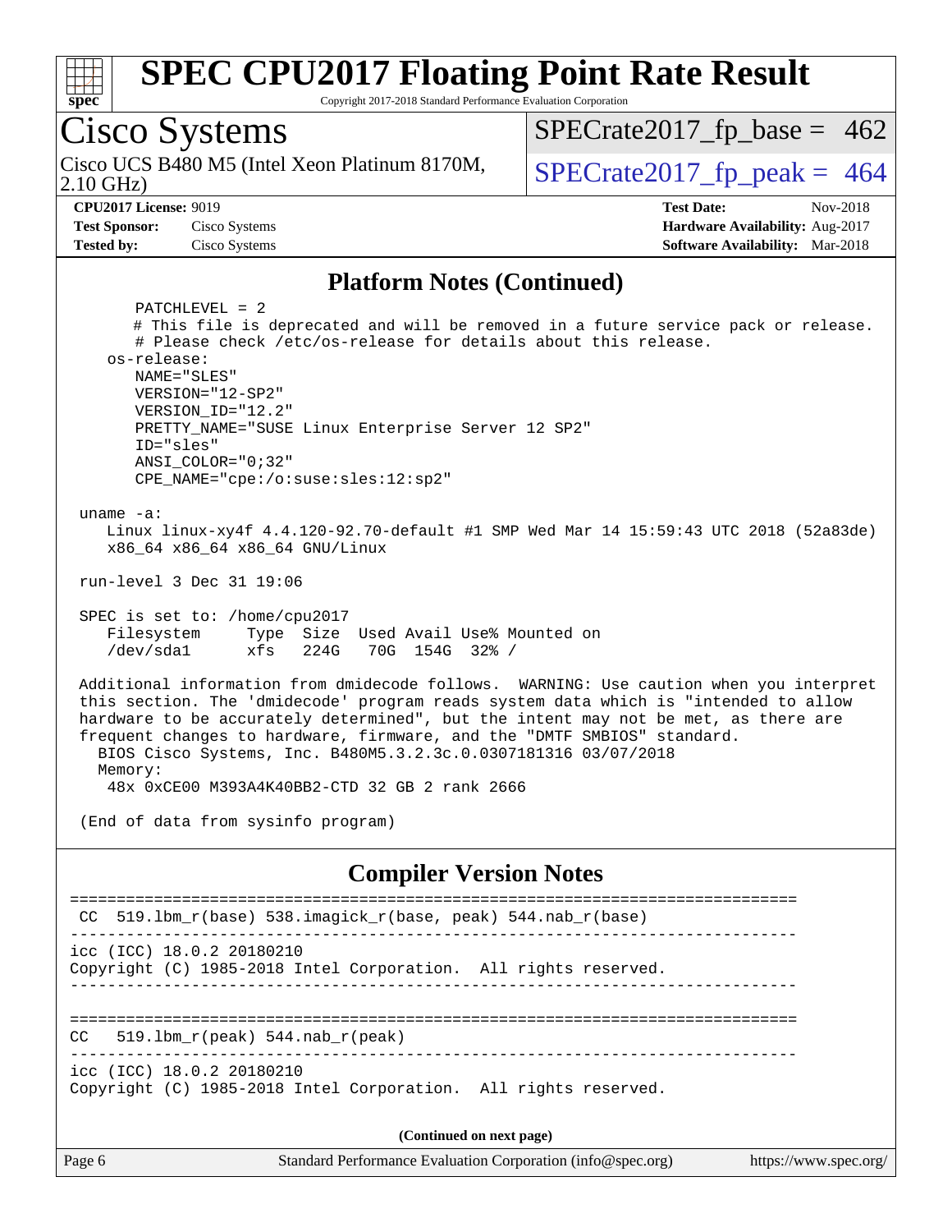# SPEC CPU2017 Floating Point Rate Result

Copyright 2017-2018 Standard Performance Evaluation Corporation

**Cisco Systems**

Cisco UCS B480 M5 (Intel Xeon Platinum 8170M, 2.10 GHz)

SPECrate2017_fp_base = 462

SPECrate2017_fp_peak = 464

**CPU2017 License:** 9019
**Test Sponsor:** Cisco Systems
**Tested by:** Cisco Systems

**Test Date:** Nov-2018
**Hardware Availability:** Aug-2017
**Software Availability:** Mar-2018

## Platform Notes (Continued)

```
      PATCHLEVEL = 2
      # This file is deprecated and will be removed in a future service pack or release.
      # Please check /etc/os-release for details about this release.
   os-release:
      NAME="SLES"
      VERSION="12-SP2"
      VERSION_ID="12.2"
      PRETTY_NAME="SUSE Linux Enterprise Server 12 SP2"
      ID="sles"
      ANSI_COLOR="0;32"
      CPE_NAME="cpe:/o:suse:sles:12:sp2"

 uname -a:
    Linux linux-xy4f 4.4.120-92.70-default #1 SMP Wed Mar 14 15:59:43 UTC 2018 (52a83de)
    x86_64 x86_64 x86_64 GNU/Linux

 run-level 3 Dec 31 19:06

 SPEC is set to: /home/cpu2017
    Filesystem     Type  Size  Used Avail Use% Mounted on
    /dev/sda1      xfs   224G   70G  154G  32% /

 Additional information from dmidecode follows.  WARNING: Use caution when you interpret
 this section. The 'dmidecode' program reads system data which is "intended to allow
 hardware to be accurately determined", but the intent may not be met, as there are
 frequent changes to hardware, firmware, and the "DMTF SMBIOS" standard.
   BIOS Cisco Systems, Inc. B480M5.3.2.3c.0.0307181316 03/07/2018
   Memory:
    48x 0xCE00 M393A4K40BB2-CTD 32 GB 2 rank 2666

 (End of data from sysinfo program)
```

## Compiler Version Notes

```
==============================================================================
 CC  519.lbm_r(base) 538.imagick_r(base, peak) 544.nab_r(base)
------------------------------------------------------------------------------
icc (ICC) 18.0.2 20180210
Copyright (C) 1985-2018 Intel Corporation.  All rights reserved.
------------------------------------------------------------------------------

==============================================================================
CC   519.lbm_r(peak) 544.nab_r(peak)
------------------------------------------------------------------------------
icc (ICC) 18.0.2 20180210
Copyright (C) 1985-2018 Intel Corporation.  All rights reserved.
```

(Continued on next page)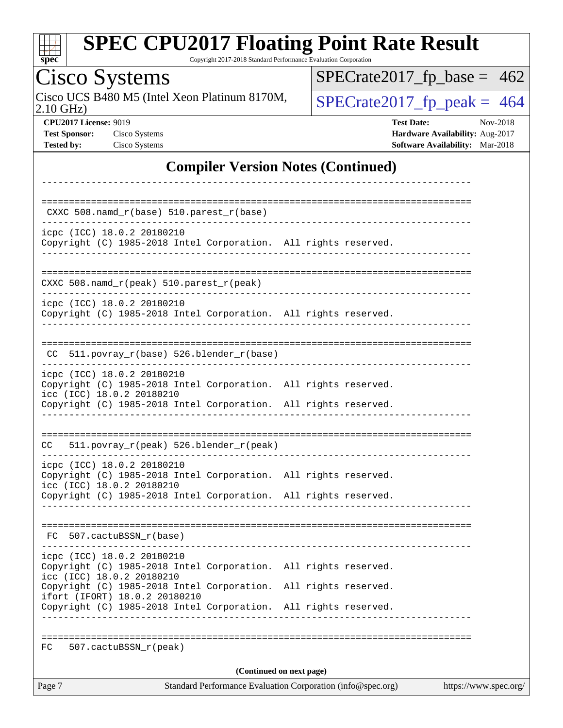# SPEC CPU2017 Floating Point Rate Result

Copyright 2017-2018 Standard Performance Evaluation Corporation

## Cisco Systems

Cisco UCS B480 M5 (Intel Xeon Platinum 8170M, 2.10 GHz)

SPECrate2017_fp_base = 462

SPECrate2017_fp_peak = 464

**CPU2017 License:** 9019
**Test Sponsor:** Cisco Systems
**Tested by:** Cisco Systems

**Test Date:** Nov-2018
**Hardware Availability:** Aug-2017
**Software Availability:** Mar-2018

### Compiler Version Notes (Continued)

```
------------------------------------------------------------------------------

==============================================================================
 CXXC 508.namd_r(base) 510.parest_r(base)
------------------------------------------------------------------------------
icpc (ICC) 18.0.2 20180210
Copyright (C) 1985-2018 Intel Corporation.  All rights reserved.
------------------------------------------------------------------------------

==============================================================================
CXXC 508.namd_r(peak) 510.parest_r(peak)
------------------------------------------------------------------------------
icpc (ICC) 18.0.2 20180210
Copyright (C) 1985-2018 Intel Corporation.  All rights reserved.
------------------------------------------------------------------------------

==============================================================================
 CC  511.povray_r(base) 526.blender_r(base)
------------------------------------------------------------------------------
icpc (ICC) 18.0.2 20180210
Copyright (C) 1985-2018 Intel Corporation.  All rights reserved.
icc (ICC) 18.0.2 20180210
Copyright (C) 1985-2018 Intel Corporation.  All rights reserved.
------------------------------------------------------------------------------

==============================================================================
CC   511.povray_r(peak) 526.blender_r(peak)
------------------------------------------------------------------------------
icpc (ICC) 18.0.2 20180210
Copyright (C) 1985-2018 Intel Corporation.  All rights reserved.
icc (ICC) 18.0.2 20180210
Copyright (C) 1985-2018 Intel Corporation.  All rights reserved.
------------------------------------------------------------------------------

==============================================================================
 FC  507.cactuBSSN_r(base)
------------------------------------------------------------------------------
icpc (ICC) 18.0.2 20180210
Copyright (C) 1985-2018 Intel Corporation.  All rights reserved.
icc (ICC) 18.0.2 20180210
Copyright (C) 1985-2018 Intel Corporation.  All rights reserved.
ifort (IFORT) 18.0.2 20180210
Copyright (C) 1985-2018 Intel Corporation.  All rights reserved.
------------------------------------------------------------------------------

==============================================================================
FC   507.cactuBSSN_r(peak)
```

**(Continued on next page)**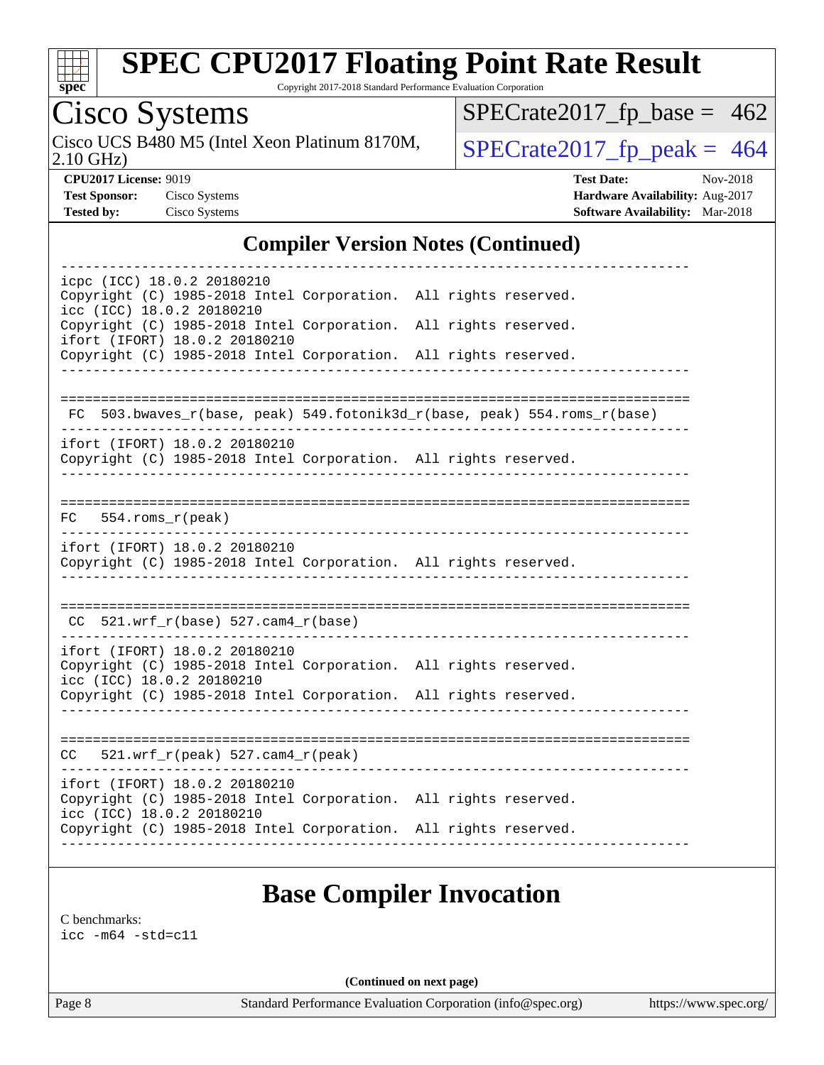## Compiler Version Notes (Continued)

```
------------------------------------------------------------------------------
icpc (ICC) 18.0.2 20180210
Copyright (C) 1985-2018 Intel Corporation.  All rights reserved.
icc (ICC) 18.0.2 20180210
Copyright (C) 1985-2018 Intel Corporation.  All rights reserved.
ifort (IFORT) 18.0.2 20180210
Copyright (C) 1985-2018 Intel Corporation.  All rights reserved.
------------------------------------------------------------------------------

==============================================================================
 FC  503.bwaves_r(base, peak) 549.fotonik3d_r(base, peak) 554.roms_r(base)
------------------------------------------------------------------------------
ifort (IFORT) 18.0.2 20180210
Copyright (C) 1985-2018 Intel Corporation.  All rights reserved.
------------------------------------------------------------------------------

==============================================================================
FC   554.roms_r(peak)
------------------------------------------------------------------------------
ifort (IFORT) 18.0.2 20180210
Copyright (C) 1985-2018 Intel Corporation.  All rights reserved.
------------------------------------------------------------------------------

==============================================================================
 CC  521.wrf_r(base) 527.cam4_r(base)
------------------------------------------------------------------------------
ifort (IFORT) 18.0.2 20180210
Copyright (C) 1985-2018 Intel Corporation.  All rights reserved.
icc (ICC) 18.0.2 20180210
Copyright (C) 1985-2018 Intel Corporation.  All rights reserved.
------------------------------------------------------------------------------

==============================================================================
CC   521.wrf_r(peak) 527.cam4_r(peak)
------------------------------------------------------------------------------
ifort (IFORT) 18.0.2 20180210
Copyright (C) 1985-2018 Intel Corporation.  All rights reserved.
icc (ICC) 18.0.2 20180210
Copyright (C) 1985-2018 Intel Corporation.  All rights reserved.
------------------------------------------------------------------------------
```

## Base Compiler Invocation

C benchmarks:
icc -m64 -std=c11

(Continued on next page)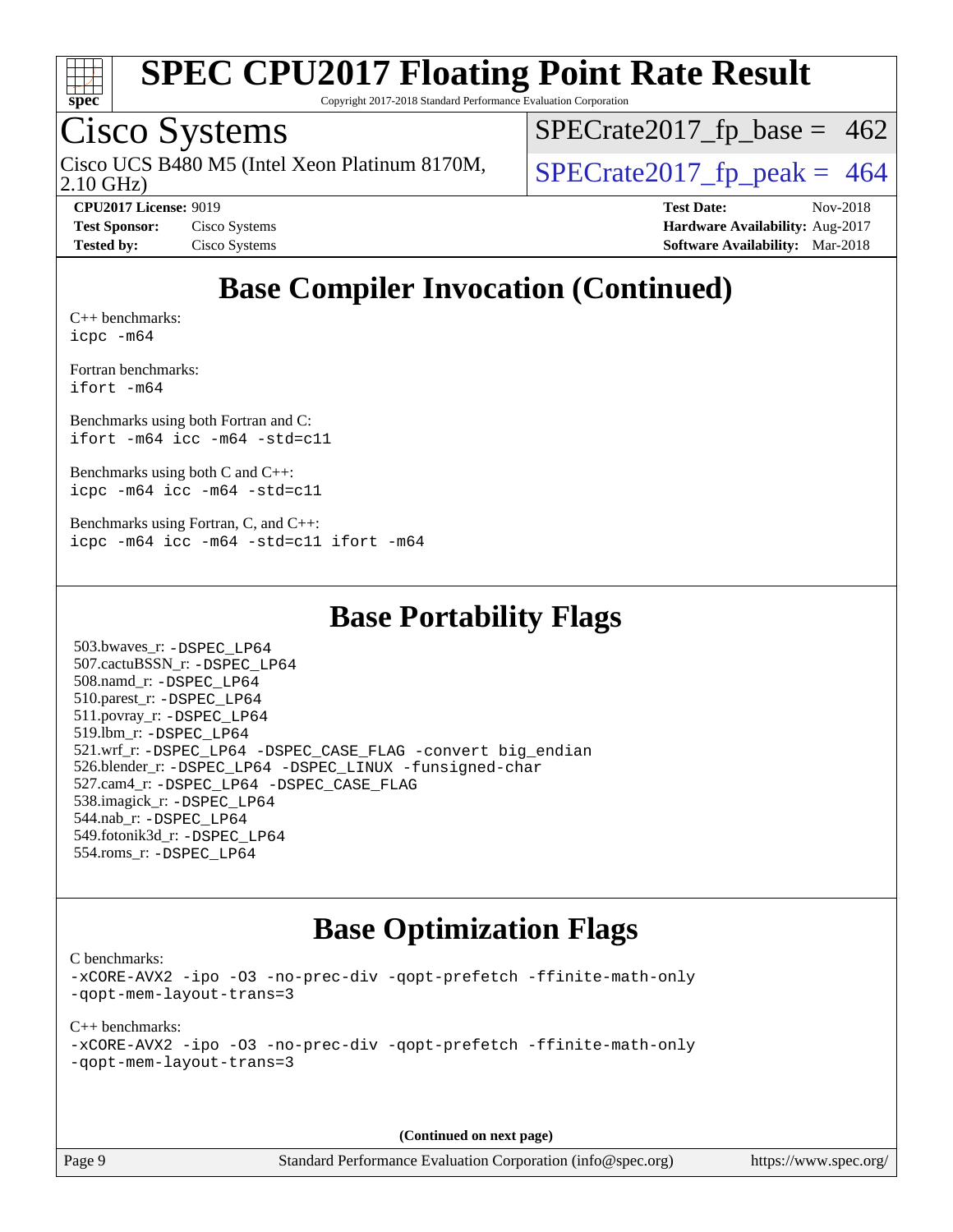## Base Compiler Invocation (Continued)

C++ benchmarks:
icpc -m64

Fortran benchmarks:
ifort -m64

Benchmarks using both Fortran and C:
ifort -m64 icc -m64 -std=c11

Benchmarks using both C and C++:
icpc -m64 icc -m64 -std=c11

Benchmarks using Fortran, C, and C++:
icpc -m64 icc -m64 -std=c11 ifort -m64

## Base Portability Flags

503.bwaves_r: -DSPEC_LP64
507.cactuBSSN_r: -DSPEC_LP64
508.namd_r: -DSPEC_LP64
510.parest_r: -DSPEC_LP64
511.povray_r: -DSPEC_LP64
519.lbm_r: -DSPEC_LP64
521.wrf_r: -DSPEC_LP64 -DSPEC_CASE_FLAG -convert big_endian
526.blender_r: -DSPEC_LP64 -DSPEC_LINUX -funsigned-char
527.cam4_r: -DSPEC_LP64 -DSPEC_CASE_FLAG
538.imagick_r: -DSPEC_LP64
544.nab_r: -DSPEC_LP64
549.fotonik3d_r: -DSPEC_LP64
554.roms_r: -DSPEC_LP64

## Base Optimization Flags

C benchmarks:
-xCORE-AVX2 -ipo -O3 -no-prec-div -qopt-prefetch -ffinite-math-only
-qopt-mem-layout-trans=3

C++ benchmarks:
-xCORE-AVX2 -ipo -O3 -no-prec-div -qopt-prefetch -ffinite-math-only
-qopt-mem-layout-trans=3

(Continued on next page)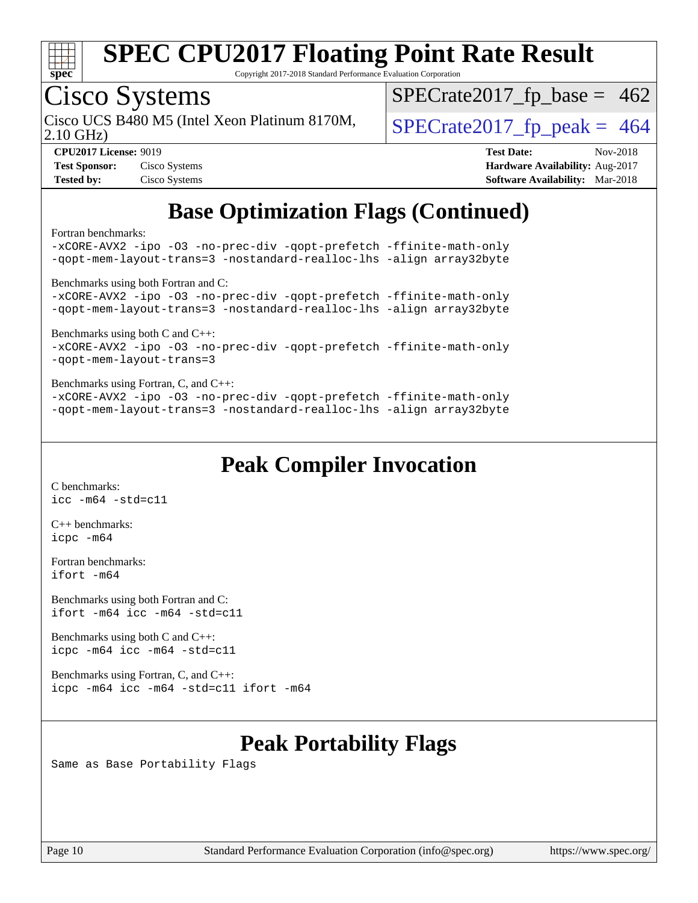# Base Optimization Flags (Continued)

Fortran benchmarks:
```
-xCORE-AVX2 -ipo -O3 -no-prec-div -qopt-prefetch -ffinite-math-only
-qopt-mem-layout-trans=3 -nostandard-realloc-lhs -align array32byte
```

Benchmarks using both Fortran and C:
```
-xCORE-AVX2 -ipo -O3 -no-prec-div -qopt-prefetch -ffinite-math-only
-qopt-mem-layout-trans=3 -nostandard-realloc-lhs -align array32byte
```

Benchmarks using both C and C++:
```
-xCORE-AVX2 -ipo -O3 -no-prec-div -qopt-prefetch -ffinite-math-only
-qopt-mem-layout-trans=3
```

Benchmarks using Fortran, C, and C++:
```
-xCORE-AVX2 -ipo -O3 -no-prec-div -qopt-prefetch -ffinite-math-only
-qopt-mem-layout-trans=3 -nostandard-realloc-lhs -align array32byte
```

# Peak Compiler Invocation

C benchmarks:
```
icc -m64 -std=c11
```

C++ benchmarks:
```
icpc -m64
```

Fortran benchmarks:
```
ifort -m64
```

Benchmarks using both Fortran and C:
```
ifort -m64 icc -m64 -std=c11
```

Benchmarks using both C and C++:
```
icpc -m64 icc -m64 -std=c11
```

Benchmarks using Fortran, C, and C++:
```
icpc -m64 icc -m64 -std=c11 ifort -m64
```

# Peak Portability Flags

Same as Base Portability Flags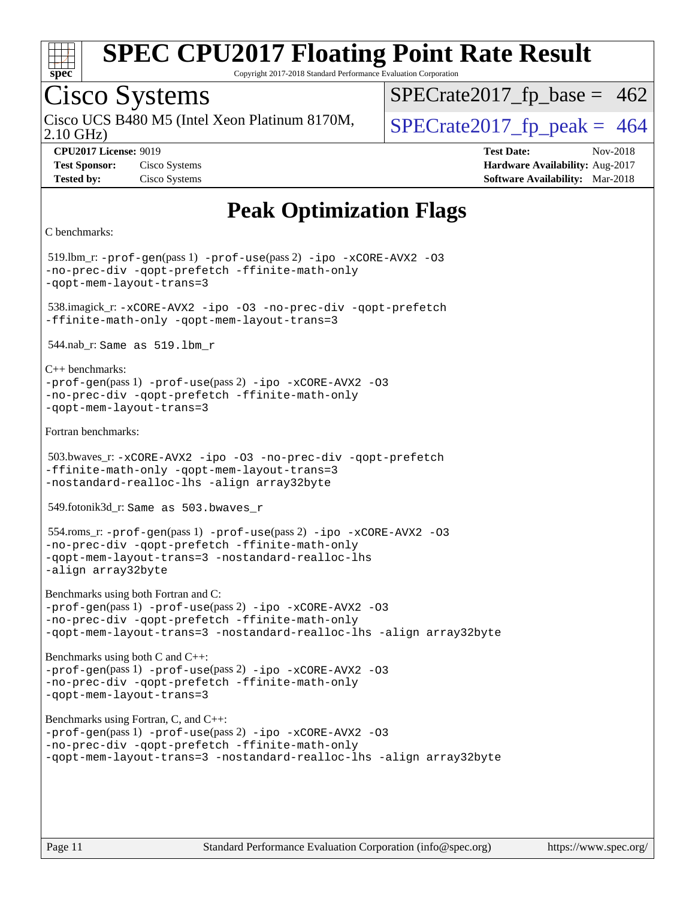# Peak Optimization Flags

C benchmarks:

519.lbm_r: `-prof-gen`(pass 1) `-prof-use`(pass 2) `-ipo -xCORE-AVX2 -O3 -no-prec-div -qopt-prefetch -ffinite-math-only -qopt-mem-layout-trans=3`

538.imagick_r: `-xCORE-AVX2 -ipo -O3 -no-prec-div -qopt-prefetch -ffinite-math-only -qopt-mem-layout-trans=3`

544.nab_r: `Same as 519.lbm_r`

C++ benchmarks:
`-prof-gen`(pass 1) `-prof-use`(pass 2) `-ipo -xCORE-AVX2 -O3 -no-prec-div -qopt-prefetch -ffinite-math-only -qopt-mem-layout-trans=3`

Fortran benchmarks:

503.bwaves_r: `-xCORE-AVX2 -ipo -O3 -no-prec-div -qopt-prefetch -ffinite-math-only -qopt-mem-layout-trans=3 -nostandard-realloc-lhs -align array32byte`

549.fotonik3d_r: `Same as 503.bwaves_r`

554.roms_r: `-prof-gen`(pass 1) `-prof-use`(pass 2) `-ipo -xCORE-AVX2 -O3 -no-prec-div -qopt-prefetch -ffinite-math-only -qopt-mem-layout-trans=3 -nostandard-realloc-lhs -align array32byte`

Benchmarks using both Fortran and C:
`-prof-gen`(pass 1) `-prof-use`(pass 2) `-ipo -xCORE-AVX2 -O3 -no-prec-div -qopt-prefetch -ffinite-math-only -qopt-mem-layout-trans=3 -nostandard-realloc-lhs -align array32byte`

Benchmarks using both C and C++:
`-prof-gen`(pass 1) `-prof-use`(pass 2) `-ipo -xCORE-AVX2 -O3 -no-prec-div -qopt-prefetch -ffinite-math-only -qopt-mem-layout-trans=3`

Benchmarks using Fortran, C, and C++:
`-prof-gen`(pass 1) `-prof-use`(pass 2) `-ipo -xCORE-AVX2 -O3 -no-prec-div -qopt-prefetch -ffinite-math-only -qopt-mem-layout-trans=3 -nostandard-realloc-lhs -align array32byte`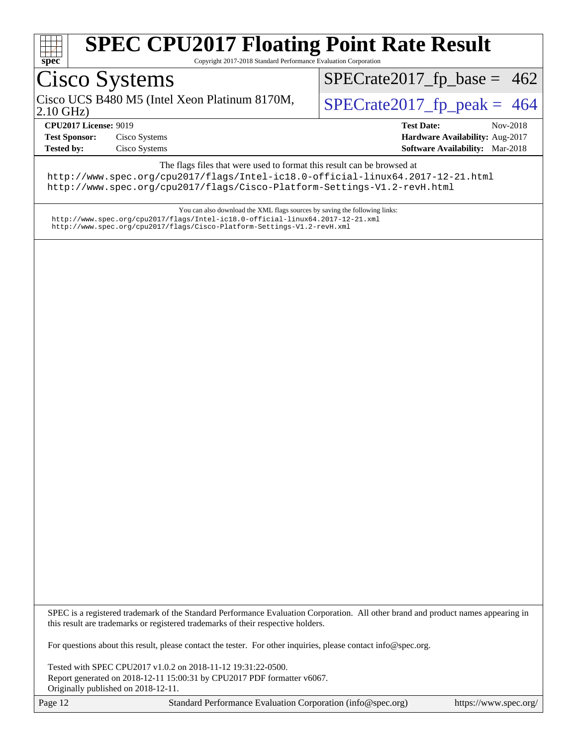# SPEC CPU2017 Floating Point Rate Result

Copyright 2017-2018 Standard Performance Evaluation Corporation

## Cisco Systems

Cisco UCS B480 M5 (Intel Xeon Platinum 8170M, 2.10 GHz)

SPECrate2017_fp_base = 462

SPECrate2017_fp_peak = 464

**CPU2017 License:** 9019
**Test Sponsor:** Cisco Systems
**Tested by:** Cisco Systems

**Test Date:** Nov-2018
**Hardware Availability:** Aug-2017
**Software Availability:** Mar-2018

The flags files that were used to format this result can be browsed at
http://www.spec.org/cpu2017/flags/Intel-ic18.0-official-linux64.2017-12-21.html
http://www.spec.org/cpu2017/flags/Cisco-Platform-Settings-V1.2-revH.html

You can also download the XML flags sources by saving the following links:
http://www.spec.org/cpu2017/flags/Intel-ic18.0-official-linux64.2017-12-21.xml
http://www.spec.org/cpu2017/flags/Cisco-Platform-Settings-V1.2-revH.xml

SPEC is a registered trademark of the Standard Performance Evaluation Corporation. All other brand and product names appearing in this result are trademarks or registered trademarks of their respective holders.

For questions about this result, please contact the tester. For other inquiries, please contact info@spec.org.

Tested with SPEC CPU2017 v1.0.2 on 2018-11-12 19:31:22-0500.
Report generated on 2018-12-11 15:00:31 by CPU2017 PDF formatter v6067.
Originally published on 2018-12-11.